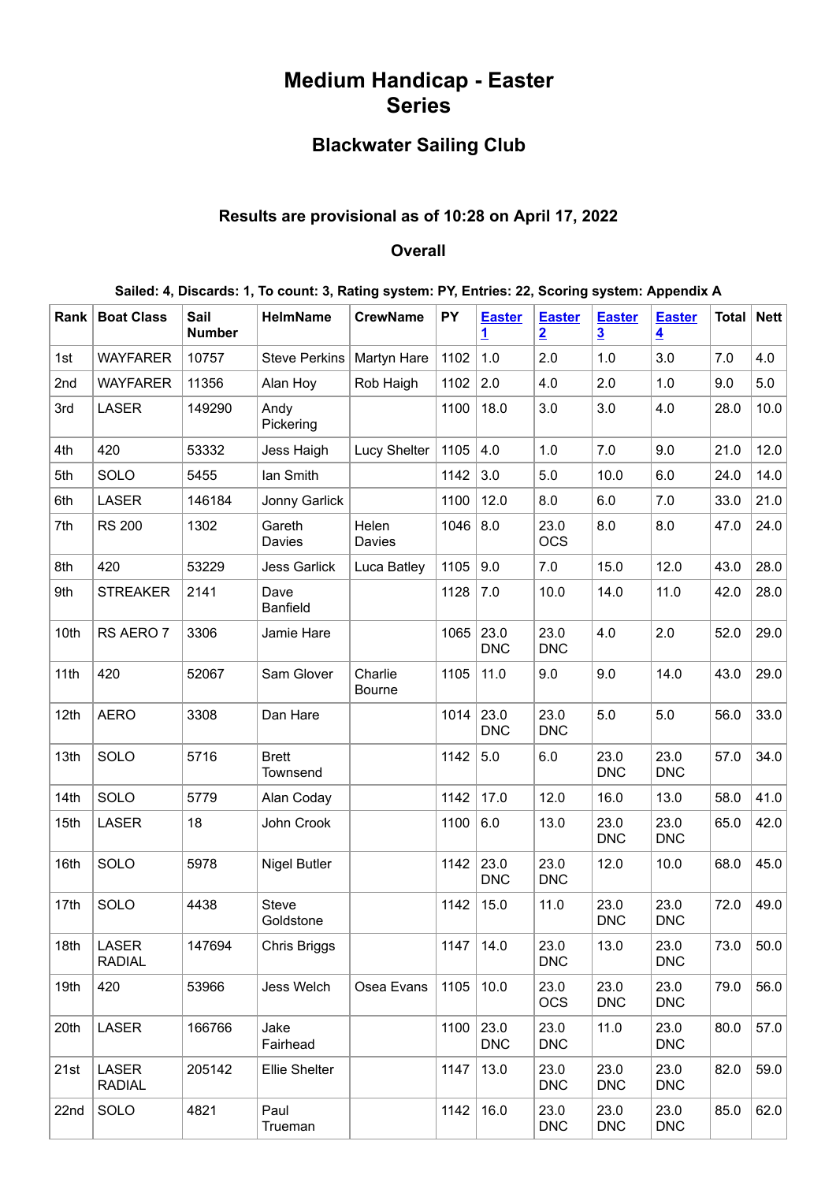# Medium Handicap - Easter Series

## Blackwater Sailing Club

### Results are provisional as of 10:28 on April 17, 2022

### Overall

**Sailed: 4, Discards: 1, To count: 3, Rating system: PY, Entries: 22, Scoring system: Appendix A**

| Rank | Boat Class | Sail Number | HelmName | CrewName | PY | Easter 1 | Easter 2 | Easter 3 | Easter 4 | Total | Nett |
|---|---|---|---|---|---|---|---|---|---|---|---|
| 1st | WAYFARER | 10757 | Steve Perkins | Martyn Hare | 1102 | 1.0 | 2.0 | 1.0 | 3.0 | 7.0 | 4.0 |
| 2nd | WAYFARER | 11356 | Alan Hoy | Rob Haigh | 1102 | 2.0 | 4.0 | 2.0 | 1.0 | 9.0 | 5.0 |
| 3rd | LASER | 149290 | Andy Pickering | | 1100 | 18.0 | 3.0 | 3.0 | 4.0 | 28.0 | 10.0 |
| 4th | 420 | 53332 | Jess Haigh | Lucy Shelter | 1105 | 4.0 | 1.0 | 7.0 | 9.0 | 21.0 | 12.0 |
| 5th | SOLO | 5455 | Ian Smith | | 1142 | 3.0 | 5.0 | 10.0 | 6.0 | 24.0 | 14.0 |
| 6th | LASER | 146184 | Jonny Garlick | | 1100 | 12.0 | 8.0 | 6.0 | 7.0 | 33.0 | 21.0 |
| 7th | RS 200 | 1302 | Gareth Davies | Helen Davies | 1046 | 8.0 | 23.0 OCS | 8.0 | 8.0 | 47.0 | 24.0 |
| 8th | 420 | 53229 | Jess Garlick | Luca Batley | 1105 | 9.0 | 7.0 | 15.0 | 12.0 | 43.0 | 28.0 |
| 9th | STREAKER | 2141 | Dave Banfield | | 1128 | 7.0 | 10.0 | 14.0 | 11.0 | 42.0 | 28.0 |
| 10th | RS AERO 7 | 3306 | Jamie Hare | | 1065 | 23.0 DNC | 23.0 DNC | 4.0 | 2.0 | 52.0 | 29.0 |
| 11th | 420 | 52067 | Sam Glover | Charlie Bourne | 1105 | 11.0 | 9.0 | 9.0 | 14.0 | 43.0 | 29.0 |
| 12th | AERO | 3308 | Dan Hare | | 1014 | 23.0 DNC | 23.0 DNC | 5.0 | 5.0 | 56.0 | 33.0 |
| 13th | SOLO | 5716 | Brett Townsend | | 1142 | 5.0 | 6.0 | 23.0 DNC | 23.0 DNC | 57.0 | 34.0 |
| 14th | SOLO | 5779 | Alan Coday | | 1142 | 17.0 | 12.0 | 16.0 | 13.0 | 58.0 | 41.0 |
| 15th | LASER | 18 | John Crook | | 1100 | 6.0 | 13.0 | 23.0 DNC | 23.0 DNC | 65.0 | 42.0 |
| 16th | SOLO | 5978 | Nigel Butler | | 1142 | 23.0 DNC | 23.0 DNC | 12.0 | 10.0 | 68.0 | 45.0 |
| 17th | SOLO | 4438 | Steve Goldstone | | 1142 | 15.0 | 11.0 | 23.0 DNC | 23.0 DNC | 72.0 | 49.0 |
| 18th | LASER RADIAL | 147694 | Chris Briggs | | 1147 | 14.0 | 23.0 DNC | 13.0 | 23.0 DNC | 73.0 | 50.0 |
| 19th | 420 | 53966 | Jess Welch | Osea Evans | 1105 | 10.0 | 23.0 OCS | 23.0 DNC | 23.0 DNC | 79.0 | 56.0 |
| 20th | LASER | 166766 | Jake Fairhead | | 1100 | 23.0 DNC | 23.0 DNC | 11.0 | 23.0 DNC | 80.0 | 57.0 |
| 21st | LASER RADIAL | 205142 | Ellie Shelter | | 1147 | 13.0 | 23.0 DNC | 23.0 DNC | 23.0 DNC | 82.0 | 59.0 |
| 22nd | SOLO | 4821 | Paul Trueman | | 1142 | 16.0 | 23.0 DNC | 23.0 DNC | 23.0 DNC | 85.0 | 62.0 |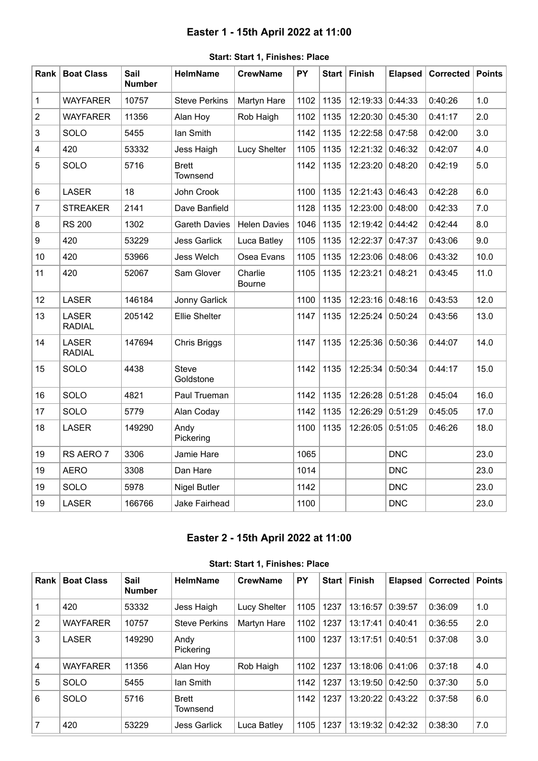## Easter 1 - 15th April 2022 at 11:00

**Start: Start 1, Finishes: Place**

| Rank | Boat Class | Sail Number | HelmName | CrewName | PY | Start | Finish | Elapsed | Corrected | Points |
|---|---|---|---|---|---|---|---|---|---|---|
| 1 | WAYFARER | 10757 | Steve Perkins | Martyn Hare | 1102 | 1135 | 12:19:33 | 0:44:33 | 0:40:26 | 1.0 |
| 2 | WAYFARER | 11356 | Alan Hoy | Rob Haigh | 1102 | 1135 | 12:20:30 | 0:45:30 | 0:41:17 | 2.0 |
| 3 | SOLO | 5455 | Ian Smith | | 1142 | 1135 | 12:22:58 | 0:47:58 | 0:42:00 | 3.0 |
| 4 | 420 | 53332 | Jess Haigh | Lucy Shelter | 1105 | 1135 | 12:21:32 | 0:46:32 | 0:42:07 | 4.0 |
| 5 | SOLO | 5716 | Brett Townsend | | 1142 | 1135 | 12:23:20 | 0:48:20 | 0:42:19 | 5.0 |
| 6 | LASER | 18 | John Crook | | 1100 | 1135 | 12:21:43 | 0:46:43 | 0:42:28 | 6.0 |
| 7 | STREAKER | 2141 | Dave Banfield | | 1128 | 1135 | 12:23:00 | 0:48:00 | 0:42:33 | 7.0 |
| 8 | RS 200 | 1302 | Gareth Davies | Helen Davies | 1046 | 1135 | 12:19:42 | 0:44:42 | 0:42:44 | 8.0 |
| 9 | 420 | 53229 | Jess Garlick | Luca Batley | 1105 | 1135 | 12:22:37 | 0:47:37 | 0:43:06 | 9.0 |
| 10 | 420 | 53966 | Jess Welch | Osea Evans | 1105 | 1135 | 12:23:06 | 0:48:06 | 0:43:32 | 10.0 |
| 11 | 420 | 52067 | Sam Glover | Charlie Bourne | 1105 | 1135 | 12:23:21 | 0:48:21 | 0:43:45 | 11.0 |
| 12 | LASER | 146184 | Jonny Garlick | | 1100 | 1135 | 12:23:16 | 0:48:16 | 0:43:53 | 12.0 |
| 13 | LASER RADIAL | 205142 | Ellie Shelter | | 1147 | 1135 | 12:25:24 | 0:50:24 | 0:43:56 | 13.0 |
| 14 | LASER RADIAL | 147694 | Chris Briggs | | 1147 | 1135 | 12:25:36 | 0:50:36 | 0:44:07 | 14.0 |
| 15 | SOLO | 4438 | Steve Goldstone | | 1142 | 1135 | 12:25:34 | 0:50:34 | 0:44:17 | 15.0 |
| 16 | SOLO | 4821 | Paul Trueman | | 1142 | 1135 | 12:26:28 | 0:51:28 | 0:45:04 | 16.0 |
| 17 | SOLO | 5779 | Alan Coday | | 1142 | 1135 | 12:26:29 | 0:51:29 | 0:45:05 | 17.0 |
| 18 | LASER | 149290 | Andy Pickering | | 1100 | 1135 | 12:26:05 | 0:51:05 | 0:46:26 | 18.0 |
| 19 | RS AERO 7 | 3306 | Jamie Hare | | 1065 | | | DNC | | 23.0 |
| 19 | AERO | 3308 | Dan Hare | | 1014 | | | DNC | | 23.0 |
| 19 | SOLO | 5978 | Nigel Butler | | 1142 | | | DNC | | 23.0 |
| 19 | LASER | 166766 | Jake Fairhead | | 1100 | | | DNC | | 23.0 |

## Easter 2 - 15th April 2022 at 11:00

**Start: Start 1, Finishes: Place**

| Rank | Boat Class | Sail Number | HelmName | CrewName | PY | Start | Finish | Elapsed | Corrected | Points |
|---|---|---|---|---|---|---|---|---|---|---|
| 1 | 420 | 53332 | Jess Haigh | Lucy Shelter | 1105 | 1237 | 13:16:57 | 0:39:57 | 0:36:09 | 1.0 |
| 2 | WAYFARER | 10757 | Steve Perkins | Martyn Hare | 1102 | 1237 | 13:17:41 | 0:40:41 | 0:36:55 | 2.0 |
| 3 | LASER | 149290 | Andy Pickering | | 1100 | 1237 | 13:17:51 | 0:40:51 | 0:37:08 | 3.0 |
| 4 | WAYFARER | 11356 | Alan Hoy | Rob Haigh | 1102 | 1237 | 13:18:06 | 0:41:06 | 0:37:18 | 4.0 |
| 5 | SOLO | 5455 | Ian Smith | | 1142 | 1237 | 13:19:50 | 0:42:50 | 0:37:30 | 5.0 |
| 6 | SOLO | 5716 | Brett Townsend | | 1142 | 1237 | 13:20:22 | 0:43:22 | 0:37:58 | 6.0 |
| 7 | 420 | 53229 | Jess Garlick | Luca Batley | 1105 | 1237 | 13:19:32 | 0:42:32 | 0:38:30 | 7.0 |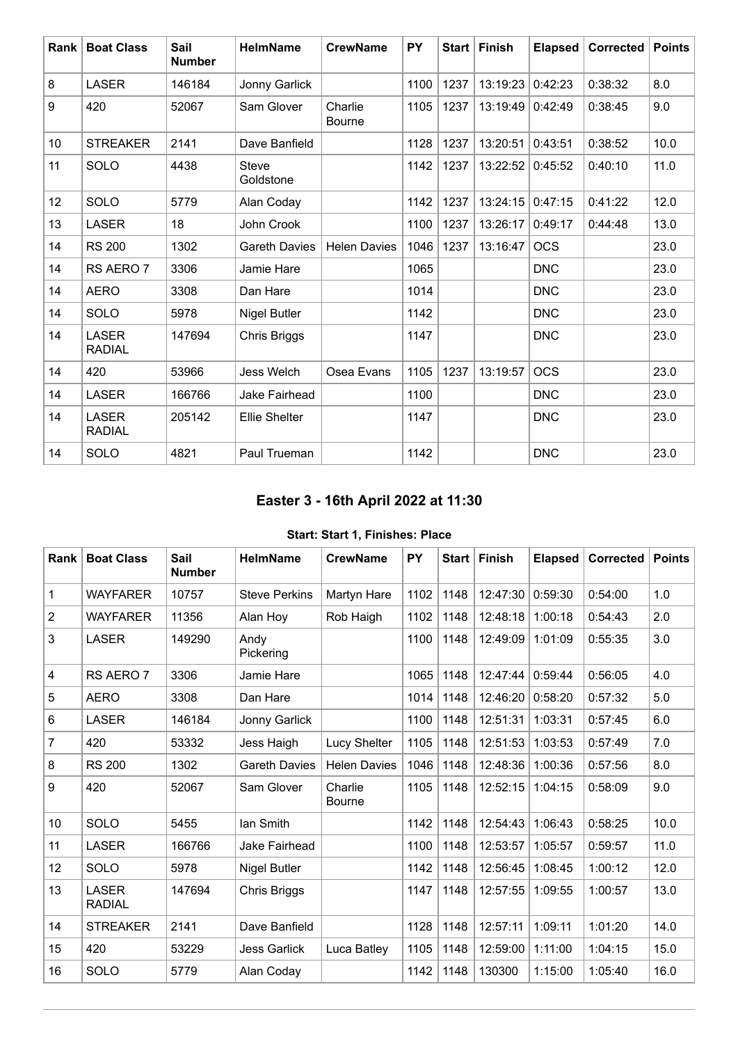| Rank | Boat Class | Sail Number | HelmName | CrewName | PY | Start | Finish | Elapsed | Corrected | Points |
|---|---|---|---|---|---|---|---|---|---|---|
| 8 | LASER | 146184 | Jonny Garlick | | 1100 | 1237 | 13:19:23 | 0:42:23 | 0:38:32 | 8.0 |
| 9 | 420 | 52067 | Sam Glover | Charlie Bourne | 1105 | 1237 | 13:19:49 | 0:42:49 | 0:38:45 | 9.0 |
| 10 | STREAKER | 2141 | Dave Banfield | | 1128 | 1237 | 13:20:51 | 0:43:51 | 0:38:52 | 10.0 |
| 11 | SOLO | 4438 | Steve Goldstone | | 1142 | 1237 | 13:22:52 | 0:45:52 | 0:40:10 | 11.0 |
| 12 | SOLO | 5779 | Alan Coday | | 1142 | 1237 | 13:24:15 | 0:47:15 | 0:41:22 | 12.0 |
| 13 | LASER | 18 | John Crook | | 1100 | 1237 | 13:26:17 | 0:49:17 | 0:44:48 | 13.0 |
| 14 | RS 200 | 1302 | Gareth Davies | Helen Davies | 1046 | 1237 | 13:16:47 | OCS | | 23.0 |
| 14 | RS AERO 7 | 3306 | Jamie Hare | | 1065 | | | DNC | | 23.0 |
| 14 | AERO | 3308 | Dan Hare | | 1014 | | | DNC | | 23.0 |
| 14 | SOLO | 5978 | Nigel Butler | | 1142 | | | DNC | | 23.0 |
| 14 | LASER RADIAL | 147694 | Chris Briggs | | 1147 | | | DNC | | 23.0 |
| 14 | 420 | 53966 | Jess Welch | Osea Evans | 1105 | 1237 | 13:19:57 | OCS | | 23.0 |
| 14 | LASER | 166766 | Jake Fairhead | | 1100 | | | DNC | | 23.0 |
| 14 | LASER RADIAL | 205142 | Ellie Shelter | | 1147 | | | DNC | | 23.0 |
| 14 | SOLO | 4821 | Paul Trueman | | 1142 | | | DNC | | 23.0 |

## Easter 3 - 16th April 2022 at 11:30

**Start: Start 1, Finishes: Place**

| Rank | Boat Class | Sail Number | HelmName | CrewName | PY | Start | Finish | Elapsed | Corrected | Points |
|---|---|---|---|---|---|---|---|---|---|---|
| 1 | WAYFARER | 10757 | Steve Perkins | Martyn Hare | 1102 | 1148 | 12:47:30 | 0:59:30 | 0:54:00 | 1.0 |
| 2 | WAYFARER | 11356 | Alan Hoy | Rob Haigh | 1102 | 1148 | 12:48:18 | 1:00:18 | 0:54:43 | 2.0 |
| 3 | LASER | 149290 | Andy Pickering | | 1100 | 1148 | 12:49:09 | 1:01:09 | 0:55:35 | 3.0 |
| 4 | RS AERO 7 | 3306 | Jamie Hare | | 1065 | 1148 | 12:47:44 | 0:59:44 | 0:56:05 | 4.0 |
| 5 | AERO | 3308 | Dan Hare | | 1014 | 1148 | 12:46:20 | 0:58:20 | 0:57:32 | 5.0 |
| 6 | LASER | 146184 | Jonny Garlick | | 1100 | 1148 | 12:51:31 | 1:03:31 | 0:57:45 | 6.0 |
| 7 | 420 | 53332 | Jess Haigh | Lucy Shelter | 1105 | 1148 | 12:51:53 | 1:03:53 | 0:57:49 | 7.0 |
| 8 | RS 200 | 1302 | Gareth Davies | Helen Davies | 1046 | 1148 | 12:48:36 | 1:00:36 | 0:57:56 | 8.0 |
| 9 | 420 | 52067 | Sam Glover | Charlie Bourne | 1105 | 1148 | 12:52:15 | 1:04:15 | 0:58:09 | 9.0 |
| 10 | SOLO | 5455 | Ian Smith | | 1142 | 1148 | 12:54:43 | 1:06:43 | 0:58:25 | 10.0 |
| 11 | LASER | 166766 | Jake Fairhead | | 1100 | 1148 | 12:53:57 | 1:05:57 | 0:59:57 | 11.0 |
| 12 | SOLO | 5978 | Nigel Butler | | 1142 | 1148 | 12:56:45 | 1:08:45 | 1:00:12 | 12.0 |
| 13 | LASER RADIAL | 147694 | Chris Briggs | | 1147 | 1148 | 12:57:55 | 1:09:55 | 1:00:57 | 13.0 |
| 14 | STREAKER | 2141 | Dave Banfield | | 1128 | 1148 | 12:57:11 | 1:09:11 | 1:01:20 | 14.0 |
| 15 | 420 | 53229 | Jess Garlick | Luca Batley | 1105 | 1148 | 12:59:00 | 1:11:00 | 1:04:15 | 15.0 |
| 16 | SOLO | 5779 | Alan Coday | | 1142 | 1148 | 130300 | 1:15:00 | 1:05:40 | 16.0 |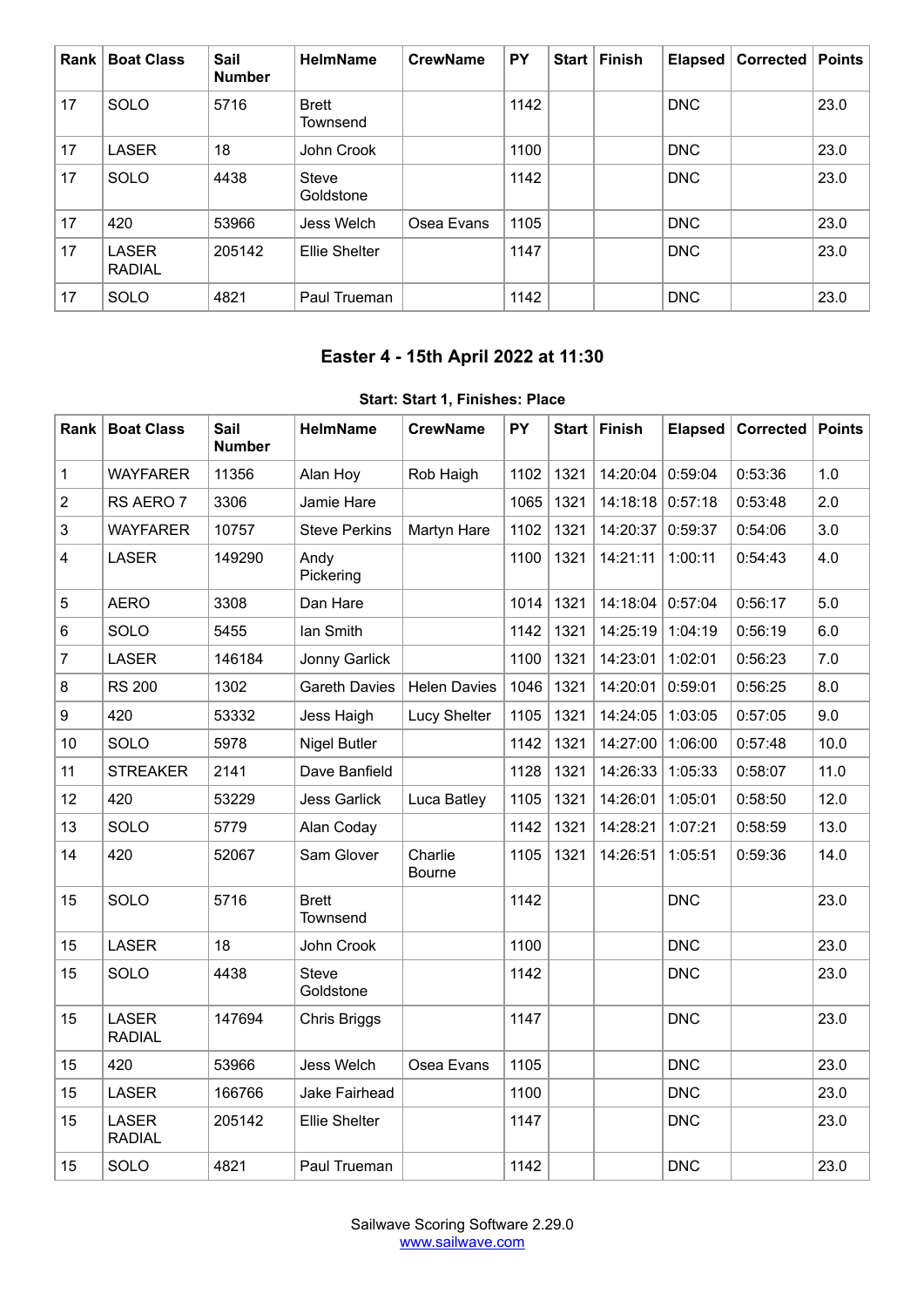| Rank | Boat Class | Sail Number | HelmName | CrewName | PY | Start | Finish | Elapsed | Corrected | Points |
|---|---|---|---|---|---|---|---|---|---|---|
| 17 | SOLO | 5716 | Brett Townsend | | 1142 | | | DNC | | 23.0 |
| 17 | LASER | 18 | John Crook | | 1100 | | | DNC | | 23.0 |
| 17 | SOLO | 4438 | Steve Goldstone | | 1142 | | | DNC | | 23.0 |
| 17 | 420 | 53966 | Jess Welch | Osea Evans | 1105 | | | DNC | | 23.0 |
| 17 | LASER RADIAL | 205142 | Ellie Shelter | | 1147 | | | DNC | | 23.0 |
| 17 | SOLO | 4821 | Paul Trueman | | 1142 | | | DNC | | 23.0 |

## Easter 4 - 15th April 2022 at 11:30

**Start: Start 1, Finishes: Place**

| Rank | Boat Class | Sail Number | HelmName | CrewName | PY | Start | Finish | Elapsed | Corrected | Points |
|---|---|---|---|---|---|---|---|---|---|---|
| 1 | WAYFARER | 11356 | Alan Hoy | Rob Haigh | 1102 | 1321 | 14:20:04 | 0:59:04 | 0:53:36 | 1.0 |
| 2 | RS AERO 7 | 3306 | Jamie Hare | | 1065 | 1321 | 14:18:18 | 0:57:18 | 0:53:48 | 2.0 |
| 3 | WAYFARER | 10757 | Steve Perkins | Martyn Hare | 1102 | 1321 | 14:20:37 | 0:59:37 | 0:54:06 | 3.0 |
| 4 | LASER | 149290 | Andy Pickering | | 1100 | 1321 | 14:21:11 | 1:00:11 | 0:54:43 | 4.0 |
| 5 | AERO | 3308 | Dan Hare | | 1014 | 1321 | 14:18:04 | 0:57:04 | 0:56:17 | 5.0 |
| 6 | SOLO | 5455 | Ian Smith | | 1142 | 1321 | 14:25:19 | 1:04:19 | 0:56:19 | 6.0 |
| 7 | LASER | 146184 | Jonny Garlick | | 1100 | 1321 | 14:23:01 | 1:02:01 | 0:56:23 | 7.0 |
| 8 | RS 200 | 1302 | Gareth Davies | Helen Davies | 1046 | 1321 | 14:20:01 | 0:59:01 | 0:56:25 | 8.0 |
| 9 | 420 | 53332 | Jess Haigh | Lucy Shelter | 1105 | 1321 | 14:24:05 | 1:03:05 | 0:57:05 | 9.0 |
| 10 | SOLO | 5978 | Nigel Butler | | 1142 | 1321 | 14:27:00 | 1:06:00 | 0:57:48 | 10.0 |
| 11 | STREAKER | 2141 | Dave Banfield | | 1128 | 1321 | 14:26:33 | 1:05:33 | 0:58:07 | 11.0 |
| 12 | 420 | 53229 | Jess Garlick | Luca Batley | 1105 | 1321 | 14:26:01 | 1:05:01 | 0:58:50 | 12.0 |
| 13 | SOLO | 5779 | Alan Coday | | 1142 | 1321 | 14:28:21 | 1:07:21 | 0:58:59 | 13.0 |
| 14 | 420 | 52067 | Sam Glover | Charlie Bourne | 1105 | 1321 | 14:26:51 | 1:05:51 | 0:59:36 | 14.0 |
| 15 | SOLO | 5716 | Brett Townsend | | 1142 | | | DNC | | 23.0 |
| 15 | LASER | 18 | John Crook | | 1100 | | | DNC | | 23.0 |
| 15 | SOLO | 4438 | Steve Goldstone | | 1142 | | | DNC | | 23.0 |
| 15 | LASER RADIAL | 147694 | Chris Briggs | | 1147 | | | DNC | | 23.0 |
| 15 | 420 | 53966 | Jess Welch | Osea Evans | 1105 | | | DNC | | 23.0 |
| 15 | LASER | 166766 | Jake Fairhead | | 1100 | | | DNC | | 23.0 |
| 15 | LASER RADIAL | 205142 | Ellie Shelter | | 1147 | | | DNC | | 23.0 |
| 15 | SOLO | 4821 | Paul Trueman | | 1142 | | | DNC | | 23.0 |